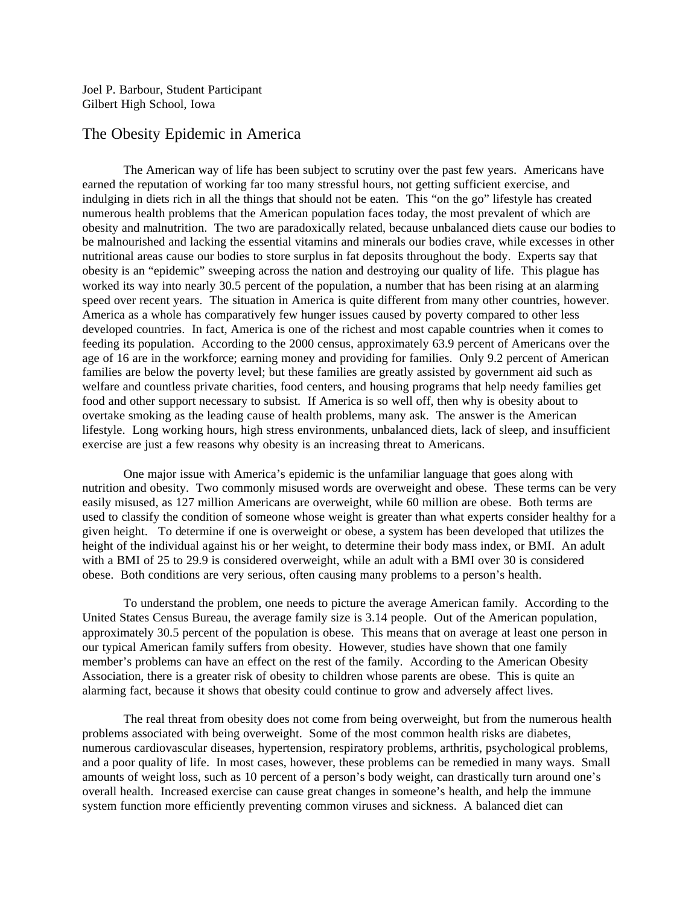Joel P. Barbour, Student Participant
Gilbert High School, Iowa

# The Obesity Epidemic in America

The American way of life has been subject to scrutiny over the past few years. Americans have earned the reputation of working far too many stressful hours, not getting sufficient exercise, and indulging in diets rich in all the things that should not be eaten. This "on the go" lifestyle has created numerous health problems that the American population faces today, the most prevalent of which are obesity and malnutrition. The two are paradoxically related, because unbalanced diets cause our bodies to be malnourished and lacking the essential vitamins and minerals our bodies crave, while excesses in other nutritional areas cause our bodies to store surplus in fat deposits throughout the body. Experts say that obesity is an "epidemic" sweeping across the nation and destroying our quality of life. This plague has worked its way into nearly 30.5 percent of the population, a number that has been rising at an alarming speed over recent years. The situation in America is quite different from many other countries, however. America as a whole has comparatively few hunger issues caused by poverty compared to other less developed countries. In fact, America is one of the richest and most capable countries when it comes to feeding its population. According to the 2000 census, approximately 63.9 percent of Americans over the age of 16 are in the workforce; earning money and providing for families. Only 9.2 percent of American families are below the poverty level; but these families are greatly assisted by government aid such as welfare and countless private charities, food centers, and housing programs that help needy families get food and other support necessary to subsist. If America is so well off, then why is obesity about to overtake smoking as the leading cause of health problems, many ask. The answer is the American lifestyle. Long working hours, high stress environments, unbalanced diets, lack of sleep, and insufficient exercise are just a few reasons why obesity is an increasing threat to Americans.

One major issue with America's epidemic is the unfamiliar language that goes along with nutrition and obesity. Two commonly misused words are overweight and obese. These terms can be very easily misused, as 127 million Americans are overweight, while 60 million are obese. Both terms are used to classify the condition of someone whose weight is greater than what experts consider healthy for a given height. To determine if one is overweight or obese, a system has been developed that utilizes the height of the individual against his or her weight, to determine their body mass index, or BMI. An adult with a BMI of 25 to 29.9 is considered overweight, while an adult with a BMI over 30 is considered obese. Both conditions are very serious, often causing many problems to a person's health.

To understand the problem, one needs to picture the average American family. According to the United States Census Bureau, the average family size is 3.14 people. Out of the American population, approximately 30.5 percent of the population is obese. This means that on average at least one person in our typical American family suffers from obesity. However, studies have shown that one family member's problems can have an effect on the rest of the family. According to the American Obesity Association, there is a greater risk of obesity to children whose parents are obese. This is quite an alarming fact, because it shows that obesity could continue to grow and adversely affect lives.

The real threat from obesity does not come from being overweight, but from the numerous health problems associated with being overweight. Some of the most common health risks are diabetes, numerous cardiovascular diseases, hypertension, respiratory problems, arthritis, psychological problems, and a poor quality of life. In most cases, however, these problems can be remedied in many ways. Small amounts of weight loss, such as 10 percent of a person's body weight, can drastically turn around one's overall health. Increased exercise can cause great changes in someone's health, and help the immune system function more efficiently preventing common viruses and sickness. A balanced diet can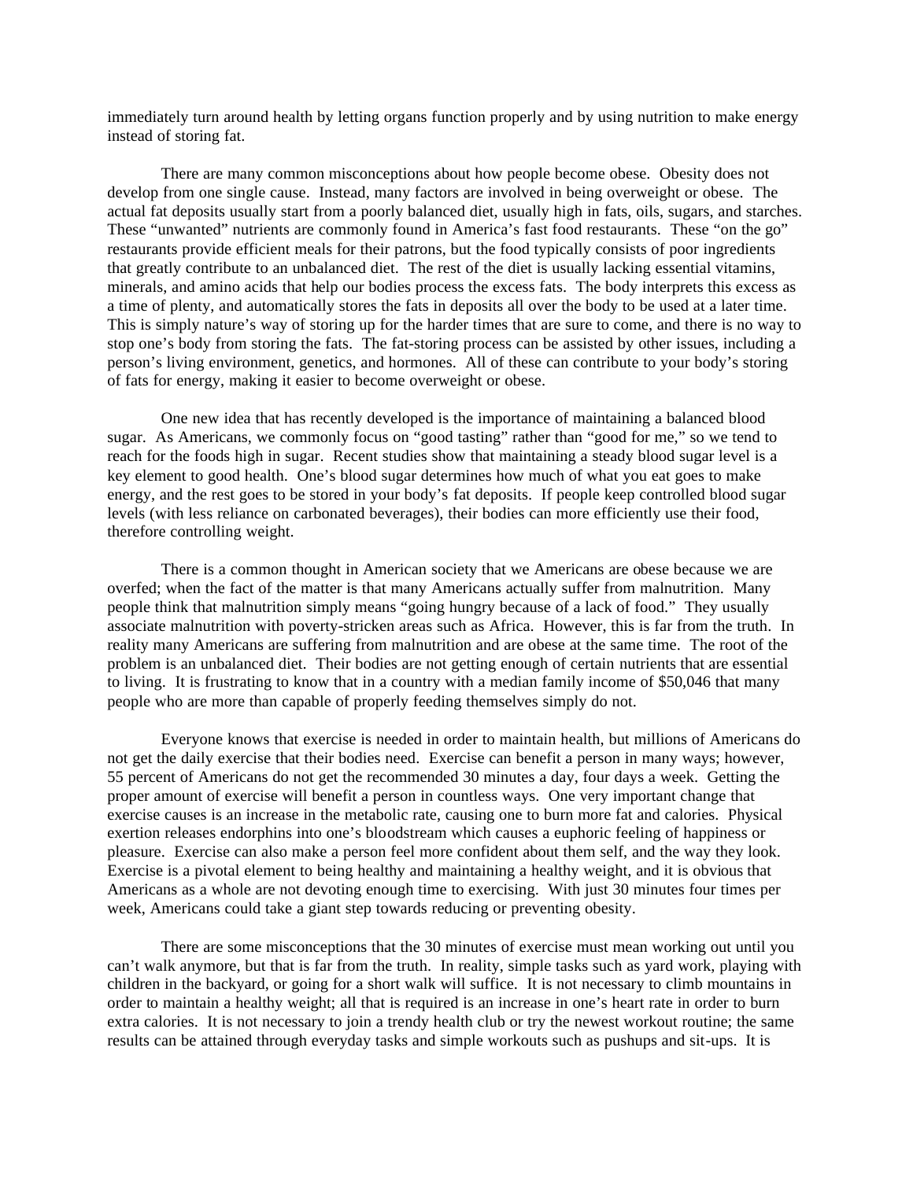immediately turn around health by letting organs function properly and by using nutrition to make energy instead of storing fat.

There are many common misconceptions about how people become obese. Obesity does not develop from one single cause. Instead, many factors are involved in being overweight or obese. The actual fat deposits usually start from a poorly balanced diet, usually high in fats, oils, sugars, and starches. These "unwanted" nutrients are commonly found in America's fast food restaurants. These "on the go" restaurants provide efficient meals for their patrons, but the food typically consists of poor ingredients that greatly contribute to an unbalanced diet. The rest of the diet is usually lacking essential vitamins, minerals, and amino acids that help our bodies process the excess fats. The body interprets this excess as a time of plenty, and automatically stores the fats in deposits all over the body to be used at a later time. This is simply nature's way of storing up for the harder times that are sure to come, and there is no way to stop one's body from storing the fats. The fat-storing process can be assisted by other issues, including a person's living environment, genetics, and hormones. All of these can contribute to your body's storing of fats for energy, making it easier to become overweight or obese.

One new idea that has recently developed is the importance of maintaining a balanced blood sugar. As Americans, we commonly focus on "good tasting" rather than "good for me," so we tend to reach for the foods high in sugar. Recent studies show that maintaining a steady blood sugar level is a key element to good health. One's blood sugar determines how much of what you eat goes to make energy, and the rest goes to be stored in your body's fat deposits. If people keep controlled blood sugar levels (with less reliance on carbonated beverages), their bodies can more efficiently use their food, therefore controlling weight.

There is a common thought in American society that we Americans are obese because we are overfed; when the fact of the matter is that many Americans actually suffer from malnutrition. Many people think that malnutrition simply means "going hungry because of a lack of food." They usually associate malnutrition with poverty-stricken areas such as Africa. However, this is far from the truth. In reality many Americans are suffering from malnutrition and are obese at the same time. The root of the problem is an unbalanced diet. Their bodies are not getting enough of certain nutrients that are essential to living. It is frustrating to know that in a country with a median family income of $50,046 that many people who are more than capable of properly feeding themselves simply do not.

Everyone knows that exercise is needed in order to maintain health, but millions of Americans do not get the daily exercise that their bodies need. Exercise can benefit a person in many ways; however, 55 percent of Americans do not get the recommended 30 minutes a day, four days a week. Getting the proper amount of exercise will benefit a person in countless ways. One very important change that exercise causes is an increase in the metabolic rate, causing one to burn more fat and calories. Physical exertion releases endorphins into one's bloodstream which causes a euphoric feeling of happiness or pleasure. Exercise can also make a person feel more confident about them self, and the way they look. Exercise is a pivotal element to being healthy and maintaining a healthy weight, and it is obvious that Americans as a whole are not devoting enough time to exercising. With just 30 minutes four times per week, Americans could take a giant step towards reducing or preventing obesity.

There are some misconceptions that the 30 minutes of exercise must mean working out until you can't walk anymore, but that is far from the truth. In reality, simple tasks such as yard work, playing with children in the backyard, or going for a short walk will suffice. It is not necessary to climb mountains in order to maintain a healthy weight; all that is required is an increase in one's heart rate in order to burn extra calories. It is not necessary to join a trendy health club or try the newest workout routine; the same results can be attained through everyday tasks and simple workouts such as pushups and sit-ups. It is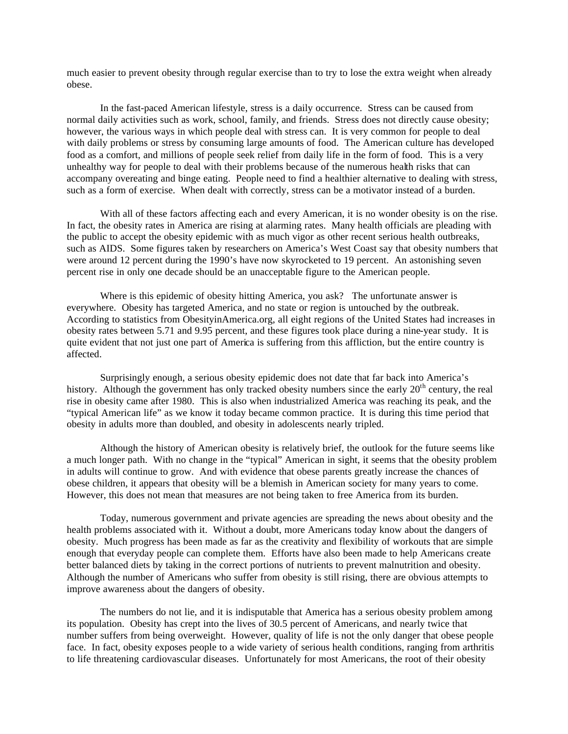much easier to prevent obesity through regular exercise than to try to lose the extra weight when already obese.

In the fast-paced American lifestyle, stress is a daily occurrence. Stress can be caused from normal daily activities such as work, school, family, and friends. Stress does not directly cause obesity; however, the various ways in which people deal with stress can. It is very common for people to deal with daily problems or stress by consuming large amounts of food. The American culture has developed food as a comfort, and millions of people seek relief from daily life in the form of food. This is a very unhealthy way for people to deal with their problems because of the numerous health risks that can accompany overeating and binge eating. People need to find a healthier alternative to dealing with stress, such as a form of exercise. When dealt with correctly, stress can be a motivator instead of a burden.

With all of these factors affecting each and every American, it is no wonder obesity is on the rise. In fact, the obesity rates in America are rising at alarming rates. Many health officials are pleading with the public to accept the obesity epidemic with as much vigor as other recent serious health outbreaks, such as AIDS. Some figures taken by researchers on America's West Coast say that obesity numbers that were around 12 percent during the 1990's have now skyrocketed to 19 percent. An astonishing seven percent rise in only one decade should be an unacceptable figure to the American people.

Where is this epidemic of obesity hitting America, you ask? The unfortunate answer is everywhere. Obesity has targeted America, and no state or region is untouched by the outbreak. According to statistics from ObesityinAmerica.org, all eight regions of the United States had increases in obesity rates between 5.71 and 9.95 percent, and these figures took place during a nine-year study. It is quite evident that not just one part of America is suffering from this affliction, but the entire country is affected.

Surprisingly enough, a serious obesity epidemic does not date that far back into America's history. Although the government has only tracked obesity numbers since the early 20$^{th}$ century, the real rise in obesity came after 1980. This is also when industrialized America was reaching its peak, and the "typical American life" as we know it today became common practice. It is during this time period that obesity in adults more than doubled, and obesity in adolescents nearly tripled.

Although the history of American obesity is relatively brief, the outlook for the future seems like a much longer path. With no change in the "typical" American in sight, it seems that the obesity problem in adults will continue to grow. And with evidence that obese parents greatly increase the chances of obese children, it appears that obesity will be a blemish in American society for many years to come. However, this does not mean that measures are not being taken to free America from its burden.

Today, numerous government and private agencies are spreading the news about obesity and the health problems associated with it. Without a doubt, more Americans today know about the dangers of obesity. Much progress has been made as far as the creativity and flexibility of workouts that are simple enough that everyday people can complete them. Efforts have also been made to help Americans create better balanced diets by taking in the correct portions of nutrients to prevent malnutrition and obesity. Although the number of Americans who suffer from obesity is still rising, there are obvious attempts to improve awareness about the dangers of obesity.

The numbers do not lie, and it is indisputable that America has a serious obesity problem among its population. Obesity has crept into the lives of 30.5 percent of Americans, and nearly twice that number suffers from being overweight. However, quality of life is not the only danger that obese people face. In fact, obesity exposes people to a wide variety of serious health conditions, ranging from arthritis to life threatening cardiovascular diseases. Unfortunately for most Americans, the root of their obesity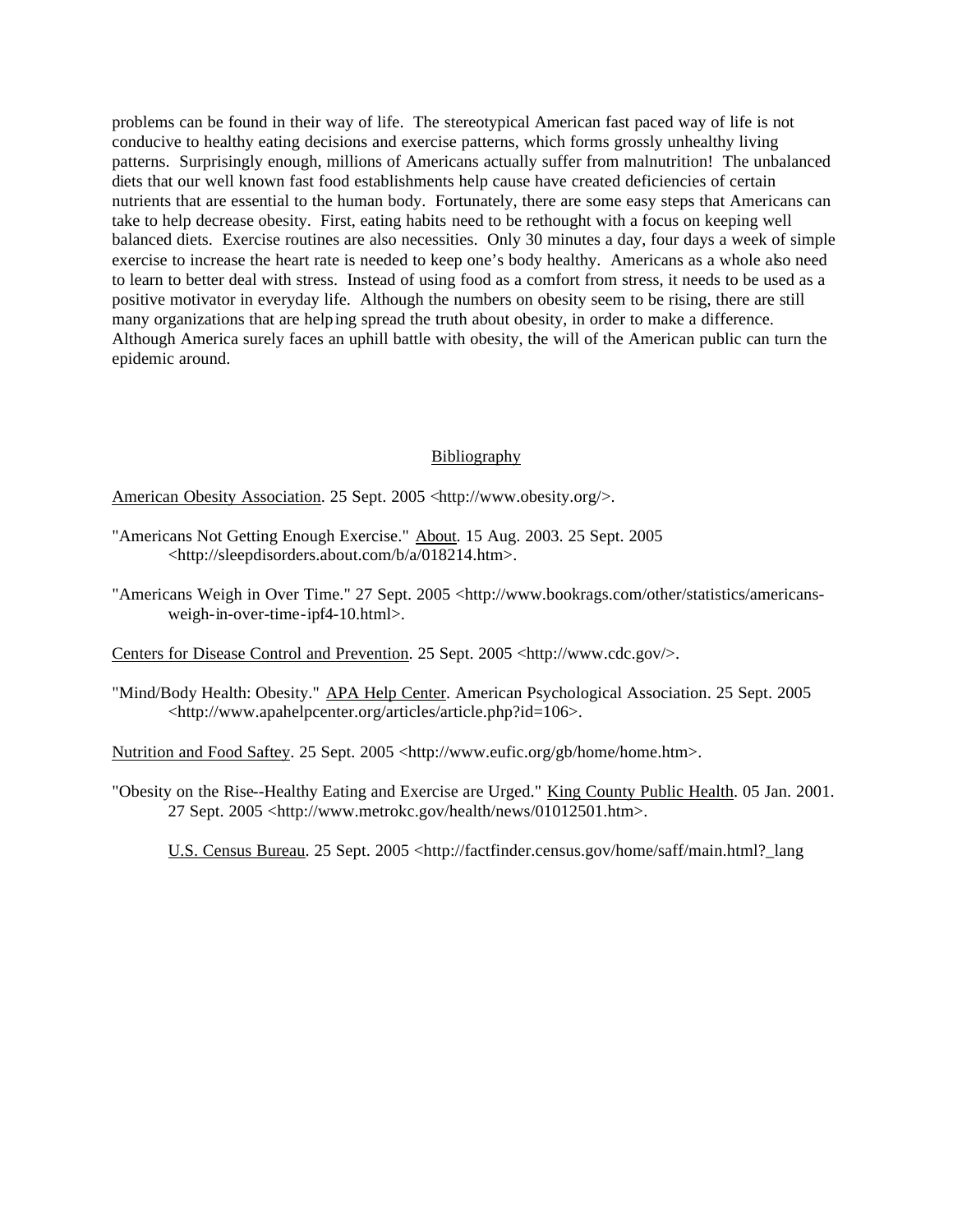problems can be found in their way of life. The stereotypical American fast paced way of life is not conducive to healthy eating decisions and exercise patterns, which forms grossly unhealthy living patterns. Surprisingly enough, millions of Americans actually suffer from malnutrition! The unbalanced diets that our well known fast food establishments help cause have created deficiencies of certain nutrients that are essential to the human body. Fortunately, there are some easy steps that Americans can take to help decrease obesity. First, eating habits need to be rethought with a focus on keeping well balanced diets. Exercise routines are also necessities. Only 30 minutes a day, four days a week of simple exercise to increase the heart rate is needed to keep one's body healthy. Americans as a whole also need to learn to better deal with stress. Instead of using food as a comfort from stress, it needs to be used as a positive motivator in everyday life. Although the numbers on obesity seem to be rising, there are still many organizations that are helping spread the truth about obesity, in order to make a difference. Although America surely faces an uphill battle with obesity, the will of the American public can turn the epidemic around.

## Bibliography

American Obesity Association. 25 Sept. 2005 <http://www.obesity.org/>.

"Americans Not Getting Enough Exercise." About. 15 Aug. 2003. 25 Sept. 2005 <http://sleepdisorders.about.com/b/a/018214.htm>.

"Americans Weigh in Over Time." 27 Sept. 2005 <http://www.bookrags.com/other/statistics/americans-weigh-in-over-time-ipf4-10.html>.

Centers for Disease Control and Prevention. 25 Sept. 2005 <http://www.cdc.gov/>.

"Mind/Body Health: Obesity." APA Help Center. American Psychological Association. 25 Sept. 2005 <http://www.apahelpcenter.org/articles/article.php?id=106>.

Nutrition and Food Saftey. 25 Sept. 2005 <http://www.eufic.org/gb/home/home.htm>.

"Obesity on the Rise--Healthy Eating and Exercise are Urged." King County Public Health. 05 Jan. 2001. 27 Sept. 2005 <http://www.metrokc.gov/health/news/01012501.htm>.

U.S. Census Bureau. 25 Sept. 2005 <http://factfinder.census.gov/home/saff/main.html?_lang